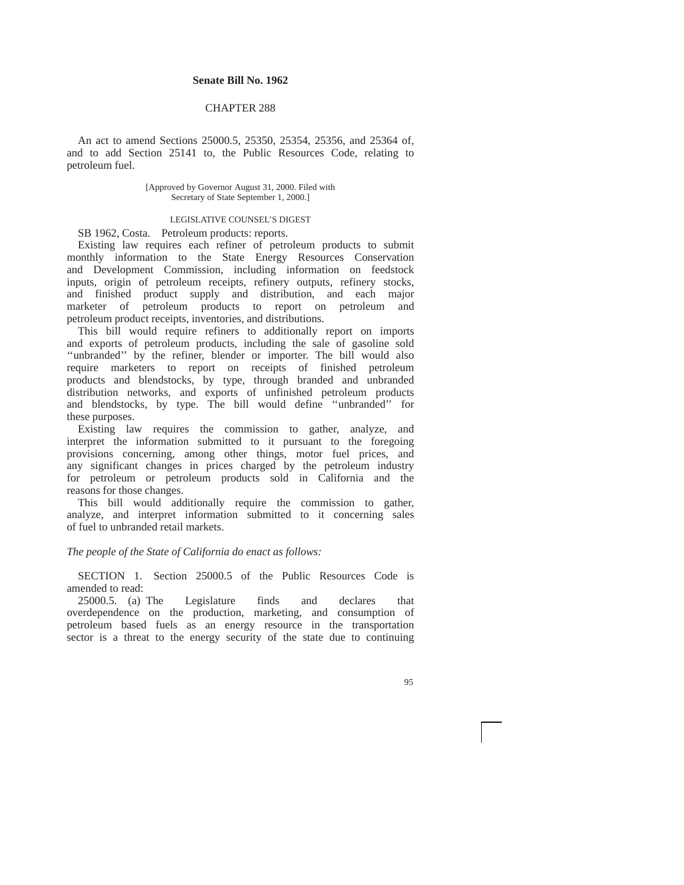# Senate Bill No. 1962

## CHAPTER 288

An act to amend Sections 25000.5, 25350, 25354, 25356, and 25364 of, and to add Section 25141 to, the Public Resources Code, relating to petroleum fuel.

[Approved by Governor August 31, 2000. Filed with Secretary of State September 1, 2000.]

LEGISLATIVE COUNSEL'S DIGEST

SB 1962, Costa. Petroleum products: reports.

Existing law requires each refiner of petroleum products to submit monthly information to the State Energy Resources Conservation and Development Commission, including information on feedstock inputs, origin of petroleum receipts, refinery outputs, refinery stocks, and finished product supply and distribution, and each major marketer of petroleum products to report on petroleum and petroleum product receipts, inventories, and distributions.

This bill would require refiners to additionally report on imports and exports of petroleum products, including the sale of gasoline sold ''unbranded'' by the refiner, blender or importer. The bill would also require marketers to report on receipts of finished petroleum products and blendstocks, by type, through branded and unbranded distribution networks, and exports of unfinished petroleum products and blendstocks, by type. The bill would define ''unbranded'' for these purposes.

Existing law requires the commission to gather, analyze, and interpret the information submitted to it pursuant to the foregoing provisions concerning, among other things, motor fuel prices, and any significant changes in prices charged by the petroleum industry for petroleum or petroleum products sold in California and the reasons for those changes.

This bill would additionally require the commission to gather, analyze, and interpret information submitted to it concerning sales of fuel to unbranded retail markets.

*The people of the State of California do enact as follows:*

SECTION 1. Section 25000.5 of the Public Resources Code is amended to read:

25000.5. (a) The Legislature finds and declares that overdependence on the production, marketing, and consumption of petroleum based fuels as an energy resource in the transportation sector is a threat to the energy security of the state due to continuing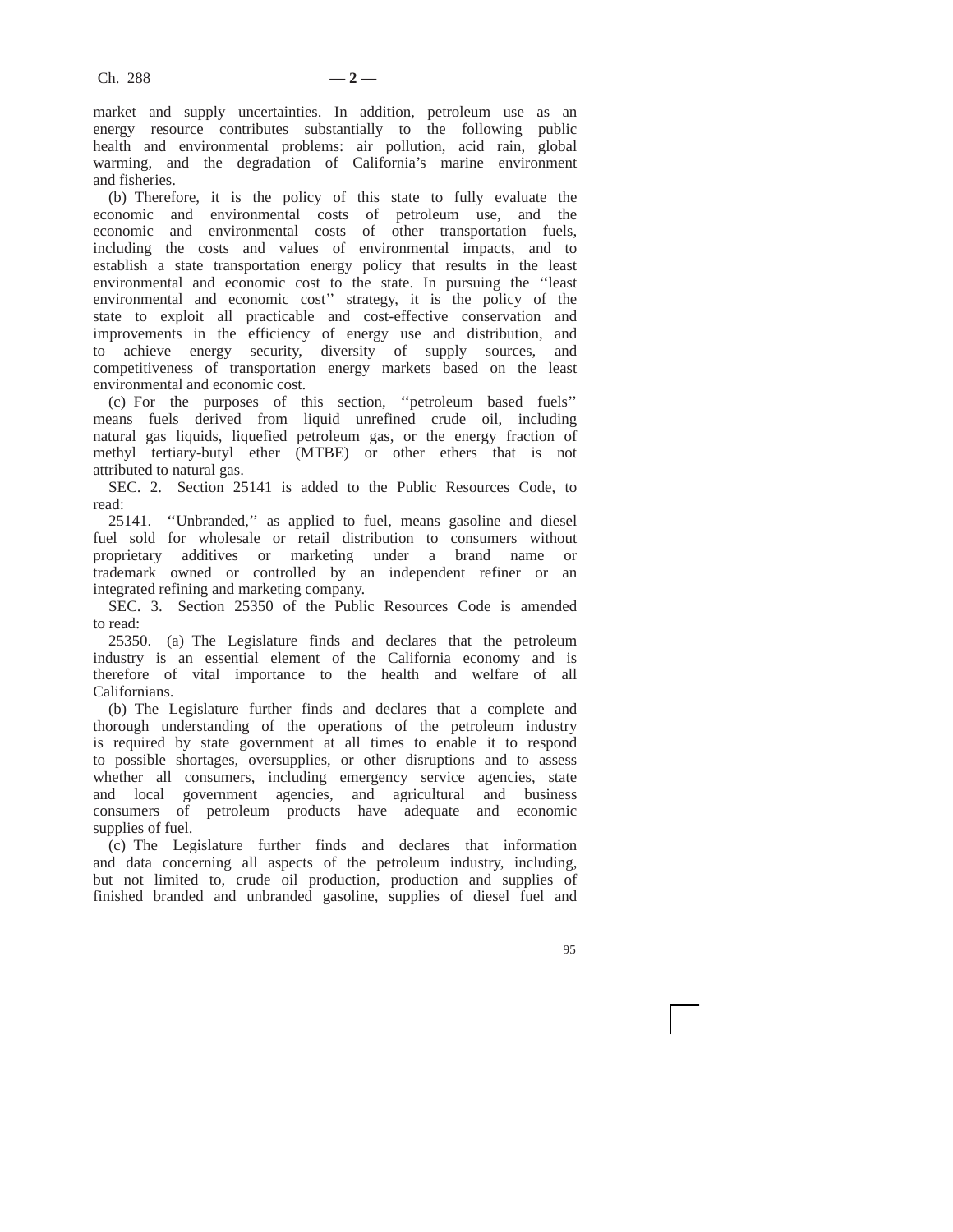market and supply uncertainties. In addition, petroleum use as an energy resource contributes substantially to the following public health and environmental problems: air pollution, acid rain, global warming, and the degradation of California's marine environment and fisheries.

(b) Therefore, it is the policy of this state to fully evaluate the economic and environmental costs of petroleum use, and the economic and environmental costs of other transportation fuels, including the costs and values of environmental impacts, and to establish a state transportation energy policy that results in the least environmental and economic cost to the state. In pursuing the ''least environmental and economic cost'' strategy, it is the policy of the state to exploit all practicable and cost-effective conservation and improvements in the efficiency of energy use and distribution, and to achieve energy security, diversity of supply sources, and competitiveness of transportation energy markets based on the least environmental and economic cost.

(c) For the purposes of this section, ''petroleum based fuels'' means fuels derived from liquid unrefined crude oil, including natural gas liquids, liquefied petroleum gas, or the energy fraction of methyl tertiary-butyl ether (MTBE) or other ethers that is not attributed to natural gas.

SEC. 2. Section 25141 is added to the Public Resources Code, to read:

25141. ''Unbranded,'' as applied to fuel, means gasoline and diesel fuel sold for wholesale or retail distribution to consumers without proprietary additives or marketing under a brand name or trademark owned or controlled by an independent refiner or an integrated refining and marketing company.

SEC. 3. Section 25350 of the Public Resources Code is amended to read:

25350. (a) The Legislature finds and declares that the petroleum industry is an essential element of the California economy and is therefore of vital importance to the health and welfare of all Californians.

(b) The Legislature further finds and declares that a complete and thorough understanding of the operations of the petroleum industry is required by state government at all times to enable it to respond to possible shortages, oversupplies, or other disruptions and to assess whether all consumers, including emergency service agencies, state and local government agencies, and agricultural and business consumers of petroleum products have adequate and economic supplies of fuel.

(c) The Legislature further finds and declares that information and data concerning all aspects of the petroleum industry, including, but not limited to, crude oil production, production and supplies of finished branded and unbranded gasoline, supplies of diesel fuel and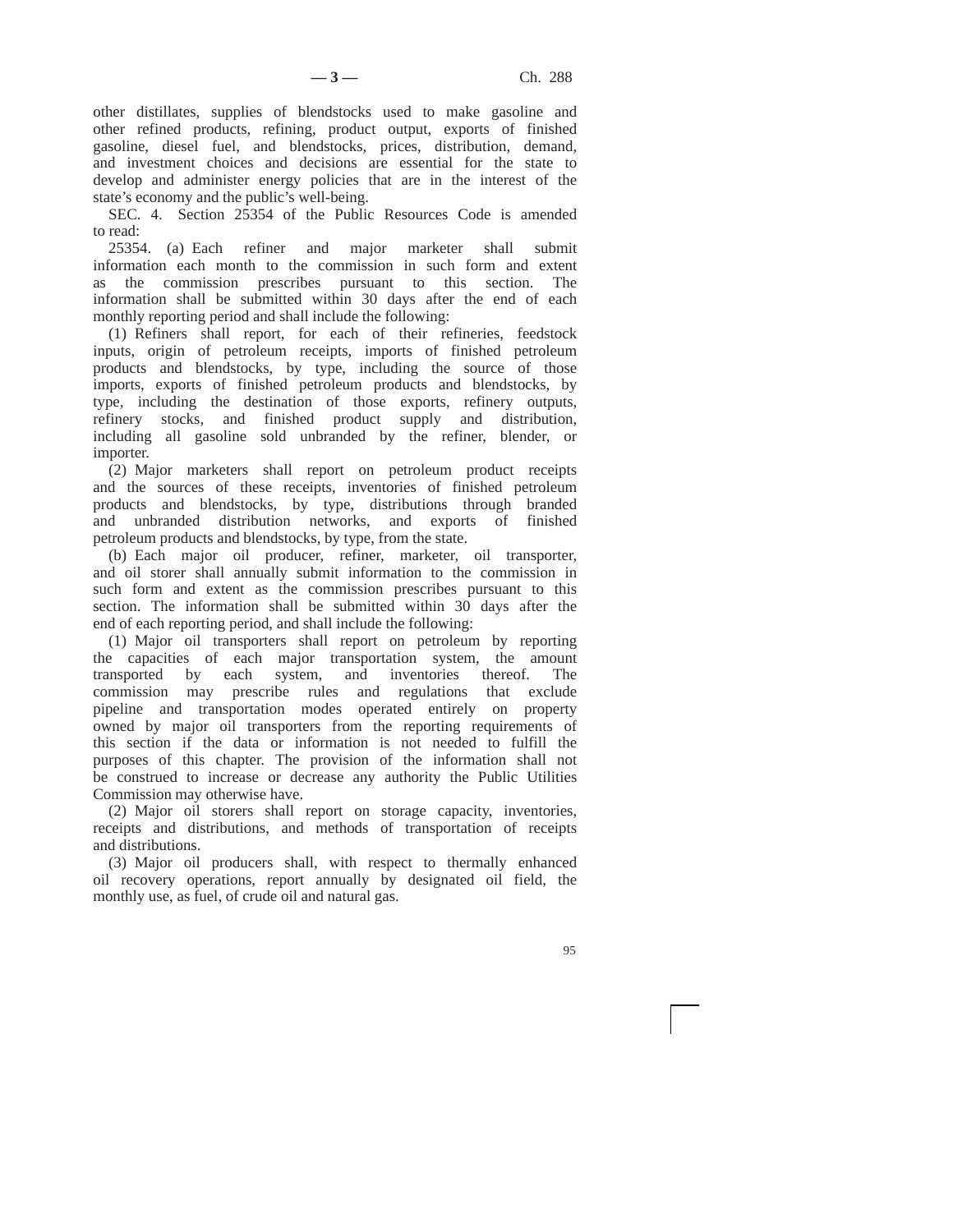other distillates, supplies of blendstocks used to make gasoline and other refined products, refining, product output, exports of finished gasoline, diesel fuel, and blendstocks, prices, distribution, demand, and investment choices and decisions are essential for the state to develop and administer energy policies that are in the interest of the state's economy and the public's well-being.

SEC. 4. Section 25354 of the Public Resources Code is amended to read:

25354. (a) Each refiner and major marketer shall submit information each month to the commission in such form and extent as the commission prescribes pursuant to this section. The information shall be submitted within 30 days after the end of each monthly reporting period and shall include the following:

(1) Refiners shall report, for each of their refineries, feedstock inputs, origin of petroleum receipts, imports of finished petroleum products and blendstocks, by type, including the source of those imports, exports of finished petroleum products and blendstocks, by type, including the destination of those exports, refinery outputs, refinery stocks, and finished product supply and distribution, including all gasoline sold unbranded by the refiner, blender, or importer.

(2) Major marketers shall report on petroleum product receipts and the sources of these receipts, inventories of finished petroleum products and blendstocks, by type, distributions through branded and unbranded distribution networks, and exports of finished petroleum products and blendstocks, by type, from the state.

(b) Each major oil producer, refiner, marketer, oil transporter, and oil storer shall annually submit information to the commission in such form and extent as the commission prescribes pursuant to this section. The information shall be submitted within 30 days after the end of each reporting period, and shall include the following:

(1) Major oil transporters shall report on petroleum by reporting the capacities of each major transportation system, the amount transported by each system, and inventories thereof. The commission may prescribe rules and regulations that exclude pipeline and transportation modes operated entirely on property owned by major oil transporters from the reporting requirements of this section if the data or information is not needed to fulfill the purposes of this chapter. The provision of the information shall not be construed to increase or decrease any authority the Public Utilities Commission may otherwise have.

(2) Major oil storers shall report on storage capacity, inventories, receipts and distributions, and methods of transportation of receipts and distributions.

(3) Major oil producers shall, with respect to thermally enhanced oil recovery operations, report annually by designated oil field, the monthly use, as fuel, of crude oil and natural gas.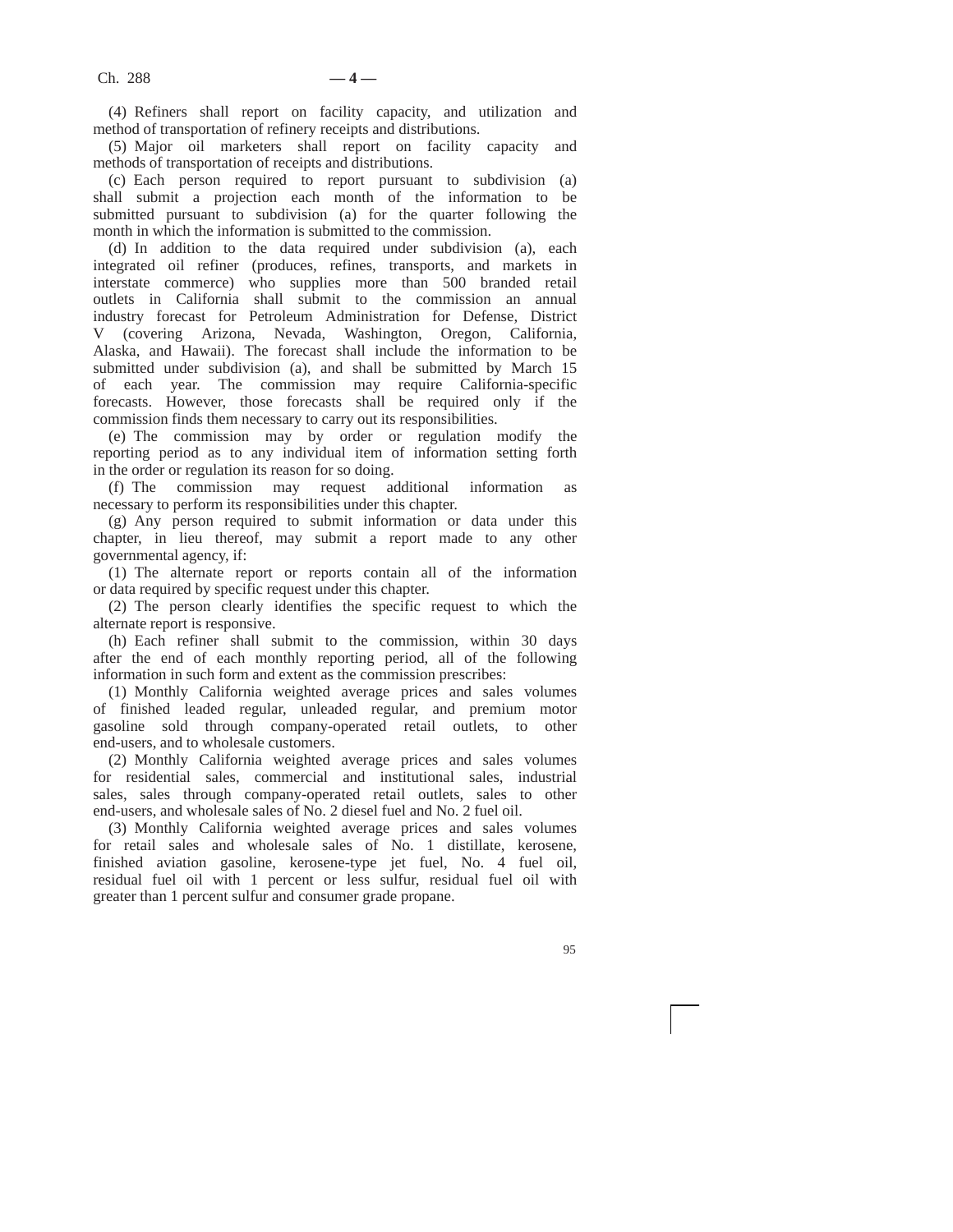(4) Refiners shall report on facility capacity, and utilization and method of transportation of refinery receipts and distributions.

(5) Major oil marketers shall report on facility capacity and methods of transportation of receipts and distributions.

(c) Each person required to report pursuant to subdivision (a) shall submit a projection each month of the information to be submitted pursuant to subdivision (a) for the quarter following the month in which the information is submitted to the commission.

(d) In addition to the data required under subdivision (a), each integrated oil refiner (produces, refines, transports, and markets in interstate commerce) who supplies more than 500 branded retail outlets in California shall submit to the commission an annual industry forecast for Petroleum Administration for Defense, District V (covering Arizona, Nevada, Washington, Oregon, California, Alaska, and Hawaii). The forecast shall include the information to be submitted under subdivision (a), and shall be submitted by March 15 of each year. The commission may require California-specific forecasts. However, those forecasts shall be required only if the commission finds them necessary to carry out its responsibilities.

(e) The commission may by order or regulation modify the reporting period as to any individual item of information setting forth in the order or regulation its reason for so doing.

(f) The commission may request additional information as necessary to perform its responsibilities under this chapter.

(g) Any person required to submit information or data under this chapter, in lieu thereof, may submit a report made to any other governmental agency, if:

(1) The alternate report or reports contain all of the information or data required by specific request under this chapter.

(2) The person clearly identifies the specific request to which the alternate report is responsive.

(h) Each refiner shall submit to the commission, within 30 days after the end of each monthly reporting period, all of the following information in such form and extent as the commission prescribes:

(1) Monthly California weighted average prices and sales volumes of finished leaded regular, unleaded regular, and premium motor gasoline sold through company-operated retail outlets, to other end-users, and to wholesale customers.

(2) Monthly California weighted average prices and sales volumes for residential sales, commercial and institutional sales, industrial sales, sales through company-operated retail outlets, sales to other end-users, and wholesale sales of No. 2 diesel fuel and No. 2 fuel oil.

(3) Monthly California weighted average prices and sales volumes for retail sales and wholesale sales of No. 1 distillate, kerosene, finished aviation gasoline, kerosene-type jet fuel, No. 4 fuel oil, residual fuel oil with 1 percent or less sulfur, residual fuel oil with greater than 1 percent sulfur and consumer grade propane.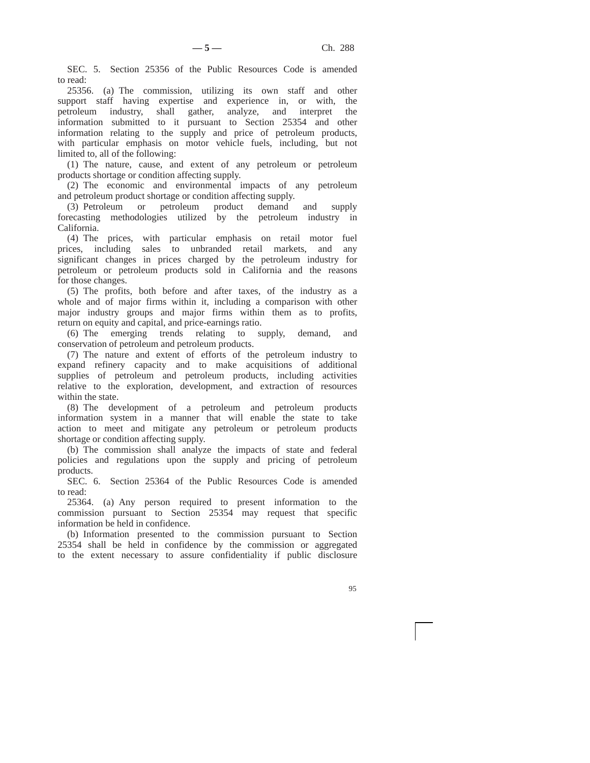SEC. 5. Section 25356 of the Public Resources Code is amended to read:

25356. (a) The commission, utilizing its own staff and other support staff having expertise and experience in, or with, the petroleum industry, shall gather, analyze, and interpret the information submitted to it pursuant to Section 25354 and other information relating to the supply and price of petroleum products, with particular emphasis on motor vehicle fuels, including, but not limited to, all of the following:

(1) The nature, cause, and extent of any petroleum or petroleum products shortage or condition affecting supply.

(2) The economic and environmental impacts of any petroleum and petroleum product shortage or condition affecting supply.

(3) Petroleum or petroleum product demand and supply forecasting methodologies utilized by the petroleum industry in California.

(4) The prices, with particular emphasis on retail motor fuel prices, including sales to unbranded retail markets, and any significant changes in prices charged by the petroleum industry for petroleum or petroleum products sold in California and the reasons for those changes.

(5) The profits, both before and after taxes, of the industry as a whole and of major firms within it, including a comparison with other major industry groups and major firms within them as to profits, return on equity and capital, and price-earnings ratio.

(6) The emerging trends relating to supply, demand, and conservation of petroleum and petroleum products.

(7) The nature and extent of efforts of the petroleum industry to expand refinery capacity and to make acquisitions of additional supplies of petroleum and petroleum products, including activities relative to the exploration, development, and extraction of resources within the state.

(8) The development of a petroleum and petroleum products information system in a manner that will enable the state to take action to meet and mitigate any petroleum or petroleum products shortage or condition affecting supply.

(b) The commission shall analyze the impacts of state and federal policies and regulations upon the supply and pricing of petroleum products.

SEC. 6. Section 25364 of the Public Resources Code is amended to read:

25364. (a) Any person required to present information to the commission pursuant to Section 25354 may request that specific information be held in confidence.

(b) Information presented to the commission pursuant to Section 25354 shall be held in confidence by the commission or aggregated to the extent necessary to assure confidentiality if public disclosure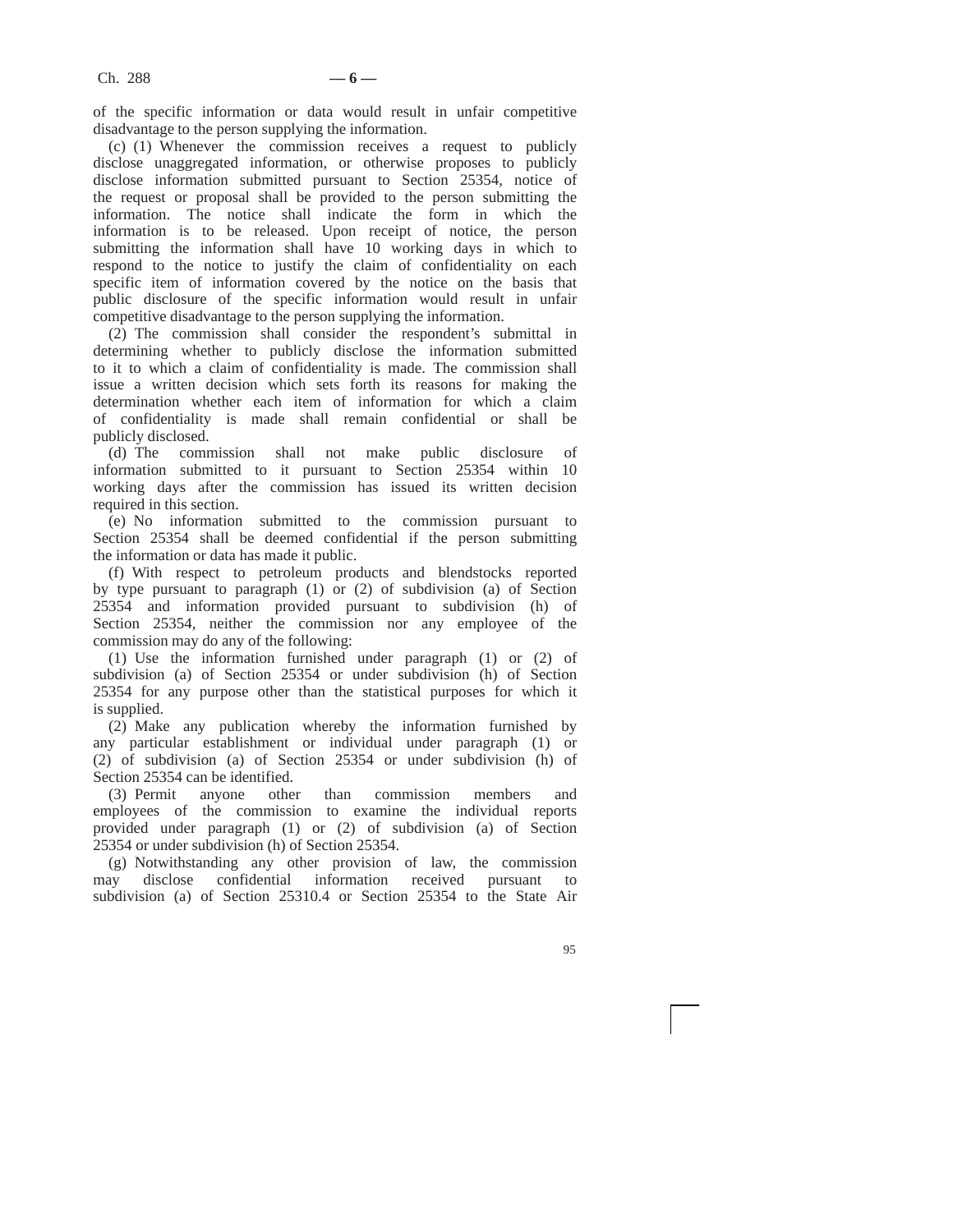of the specific information or data would result in unfair competitive disadvantage to the person supplying the information.

(c) (1) Whenever the commission receives a request to publicly disclose unaggregated information, or otherwise proposes to publicly disclose information submitted pursuant to Section 25354, notice of the request or proposal shall be provided to the person submitting the information. The notice shall indicate the form in which the information is to be released. Upon receipt of notice, the person submitting the information shall have 10 working days in which to respond to the notice to justify the claim of confidentiality on each specific item of information covered by the notice on the basis that public disclosure of the specific information would result in unfair competitive disadvantage to the person supplying the information.

(2) The commission shall consider the respondent's submittal in determining whether to publicly disclose the information submitted to it to which a claim of confidentiality is made. The commission shall issue a written decision which sets forth its reasons for making the determination whether each item of information for which a claim of confidentiality is made shall remain confidential or shall be publicly disclosed.

(d) The commission shall not make public disclosure of information submitted to it pursuant to Section 25354 within 10 working days after the commission has issued its written decision required in this section.

(e) No information submitted to the commission pursuant to Section 25354 shall be deemed confidential if the person submitting the information or data has made it public.

(f) With respect to petroleum products and blendstocks reported by type pursuant to paragraph (1) or (2) of subdivision (a) of Section 25354 and information provided pursuant to subdivision (h) of Section 25354, neither the commission nor any employee of the commission may do any of the following:

(1) Use the information furnished under paragraph (1) or (2) of subdivision (a) of Section 25354 or under subdivision (h) of Section 25354 for any purpose other than the statistical purposes for which it is supplied.

(2) Make any publication whereby the information furnished by any particular establishment or individual under paragraph (1) or (2) of subdivision (a) of Section 25354 or under subdivision (h) of Section 25354 can be identified.

(3) Permit anyone other than commission members and employees of the commission to examine the individual reports provided under paragraph (1) or (2) of subdivision (a) of Section 25354 or under subdivision (h) of Section 25354.

(g) Notwithstanding any other provision of law, the commission may disclose confidential information received pursuant to subdivision (a) of Section 25310.4 or Section 25354 to the State Air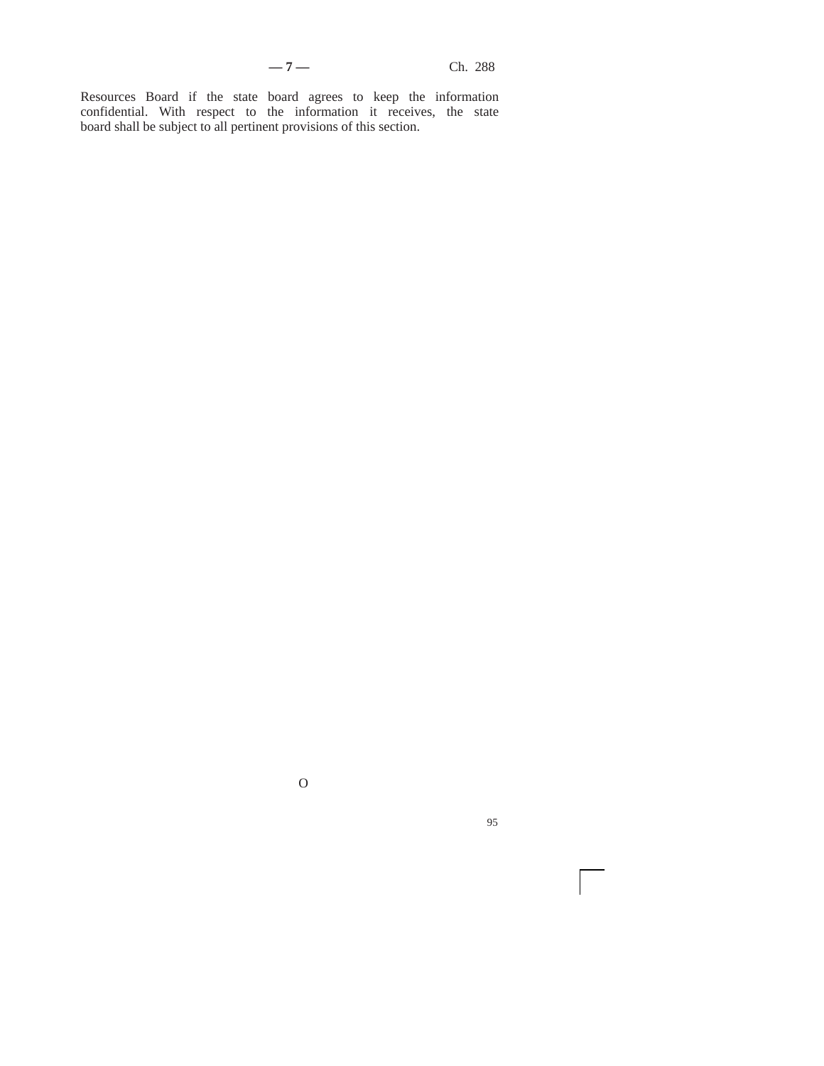Resources Board if the state board agrees to keep the information confidential. With respect to the information it receives, the state board shall be subject to all pertinent provisions of this section.

O